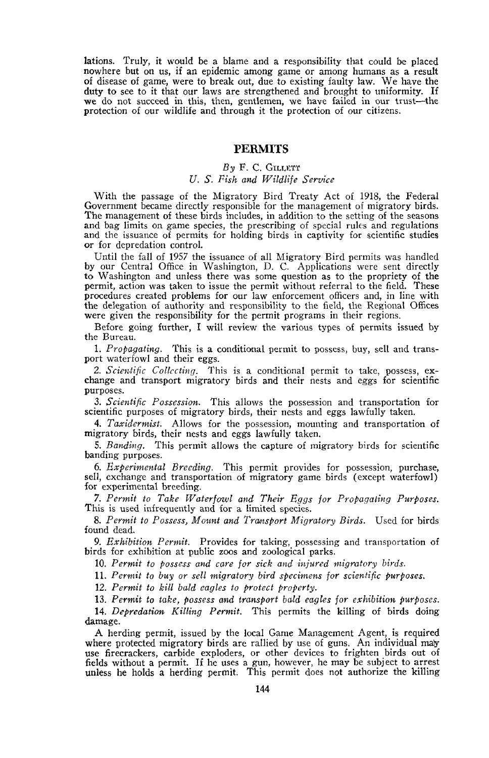lations. Truly, it would be a blame and a responsibility that could be placed nowhere but on us, if an epidemic among game or among humans as a result of disease of game, were to break out, due to existing faulty law. We have the duty to see to it that our laws are strengthened and brought to uniformity. If we do not succeed in this, then, gentlemen, we have failed in our trust—the protection of our wildlife and through it the protection of our citizens.

## PERMITS

*By* F. C. Gillett
*U. S. Fish and Wildlife Service*

With the passage of the Migratory Bird Treaty Act of 1918, the Federal Government became directly responsible for the management of migratory birds. The management of these birds includes, in addition to the setting of the seasons and bag limits on game species, the prescribing of special rules and regulations and the issuance of permits for holding birds in captivity for scientific studies or for depredation control.

Until the fall of 1957 the issuance of all Migratory Bird permits was handled by our Central Office in Washington, D. C. Applications were sent directly to Washington and unless there was some question as to the propriety of the permit, action was taken to issue the permit without referral to the field. These procedures created problems for our law enforcement officers and, in line with the delegation of authority and responsibility to the field, the Regional Offices were given the responsibility for the permit programs in their regions.

Before going further, I will review the various types of permits issued by the Bureau.

1. *Propagating.* This is a conditional permit to possess, buy, sell and transport waterfowl and their eggs.

2. *Scientific Collecting.* This is a conditional permit to take, possess, exchange and transport migratory birds and their nests and eggs for scientific purposes.

3. *Scientific Possession.* This allows the possession and transportation for scientific purposes of migratory birds, their nests and eggs lawfully taken.

4. *Taxidermist.* Allows for the possession, mounting and transportation of migratory birds, their nests and eggs lawfully taken.

5. *Banding.* This permit allows the capture of migratory birds for scientific banding purposes.

6. *Experimental Breeding.* This permit provides for possession, purchase, sell, exchange and transportation of migratory game birds (except waterfowl) for experimental breeding.

7. *Permit to Take Waterfowl and Their Eggs for Propagating Purposes.* This is used infrequently and for a limited species.

8. *Permit to Possess, Mount and Transport Migratory Birds.* Used for birds found dead.

9. *Exhibition Permit.* Provides for taking, possessing and transportation of birds for exhibition at public zoos and zoological parks.

10. *Permit to possess and care for sick and injured migratory birds.*

11. *Permit to buy or sell migratory bird specimens for scientific purposes.*

12. *Permit to kill bald eagles to protect property.*

13. *Permit to take, possess and transport bald eagles for exhibition purposes.*

14. *Depredation Killing Permit.* This permits the killing of birds doing damage.

A herding permit, issued by the local Game Management Agent, is required where protected migratory birds are rallied by use of guns. An individual may use firecrackers, carbide exploders, or other devices to frighten birds out of fields without a permit. If he uses a gun, however, he may be subject to arrest unless he holds a herding permit. This permit does not authorize the killing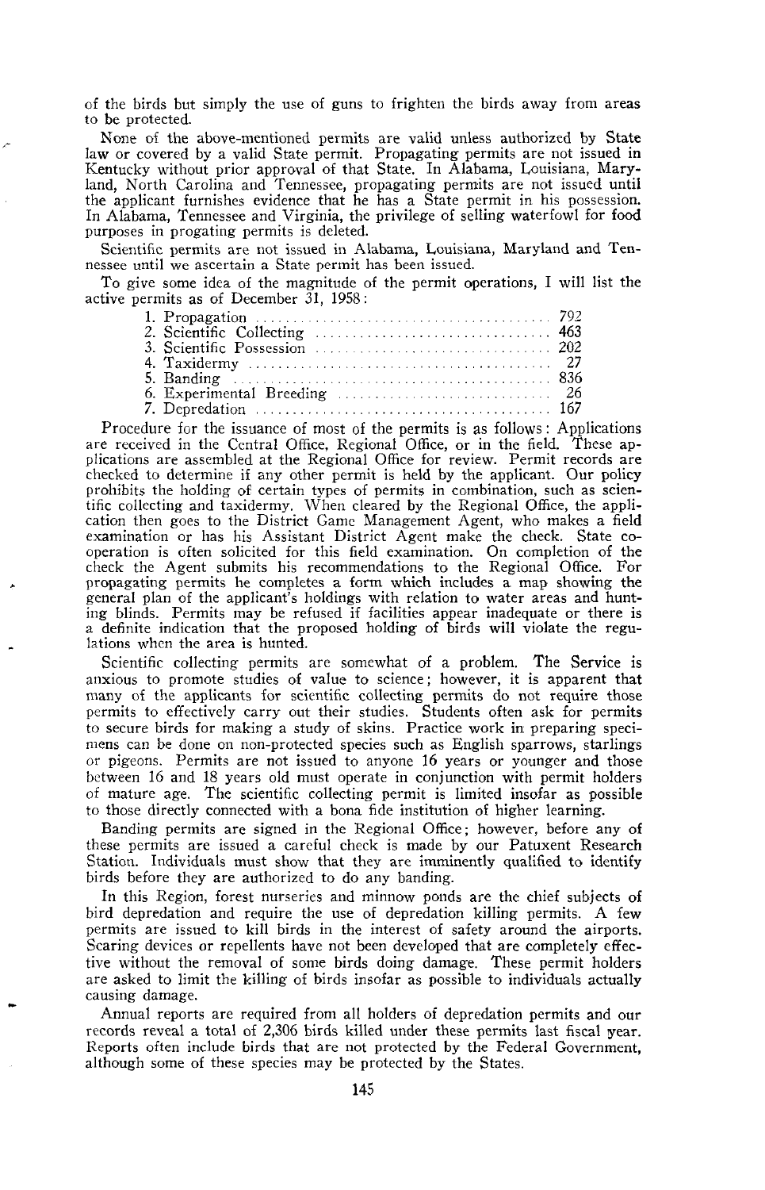of the birds but simply the use of guns to frighten the birds away from areas to be protected.

None of the above-mentioned permits are valid unless authorized by State law or covered by a valid State permit. Propagating permits are not issued in Kentucky without prior approval of that State. In Alabama, Louisiana, Maryland, North Carolina and Tennessee, propagating permits are not issued until the applicant furnishes evidence that he has a State permit in his possession. In Alabama, Tennessee and Virginia, the privilege of selling waterfowl for food purposes in progating permits is deleted.

Scientific permits are not issued in Alabama, Louisiana, Maryland and Tennessee until we ascertain a State permit has been issued.

To give some idea of the magnitude of the permit operations, I will list the active permits as of December 31, 1958:

1. Propagation ........................................ 792
2. Scientific Collecting ................................ 463
3. Scientific Possession ................................ 202
4. Taxidermy ........................................... 27
5. Banding ............................................. 836
6. Experimental Breeding ............................... 26
7. Depredation ......................................... 167

Procedure for the issuance of most of the permits is as follows: Applications are received in the Central Office, Regional Office, or in the field. These applications are assembled at the Regional Office for review. Permit records are checked to determine if any other permit is held by the applicant. Our policy prohibits the holding of certain types of permits in combination, such as scientific collecting and taxidermy. When cleared by the Regional Office, the application then goes to the District Game Management Agent, who makes a field examination or has his Assistant District Agent make the check. State cooperation is often solicited for this field examination. On completion of the check the Agent submits his recommendations to the Regional Office. For propagating permits he completes a form which includes a map showing the general plan of the applicant's holdings with relation to water areas and hunting blinds. Permits may be refused if facilities appear inadequate or there is a definite indication that the proposed holding of birds will violate the regulations when the area is hunted.

Scientific collecting permits are somewhat of a problem. The Service is anxious to promote studies of value to science; however, it is apparent that many of the applicants for scientific collecting permits do not require those permits to effectively carry out their studies. Students often ask for permits to secure birds for making a study of skins. Practice work in preparing specimens can be done on non-protected species such as English sparrows, starlings or pigeons. Permits are not issued to anyone 16 years or younger and those between 16 and 18 years old must operate in conjunction with permit holders of mature age. The scientific collecting permit is limited insofar as possible to those directly connected with a bona fide institution of higher learning.

Banding permits are signed in the Regional Office; however, before any of these permits are issued a careful check is made by our Patuxent Research Station. Individuals must show that they are imminently qualified to identify birds before they are authorized to do any banding.

In this Region, forest nurseries and minnow ponds are the chief subjects of bird depredation and require the use of depredation killing permits. A few permits are issued to kill birds in the interest of safety around the airports. Scaring devices or repellents have not been developed that are completely effective without the removal of some birds doing damage. These permit holders are asked to limit the killing of birds insofar as possible to individuals actually causing damage.

Annual reports are required from all holders of depredation permits and our records reveal a total of 2,306 birds killed under these permits last fiscal year. Reports often include birds that are not protected by the Federal Government, although some of these species may be protected by the States.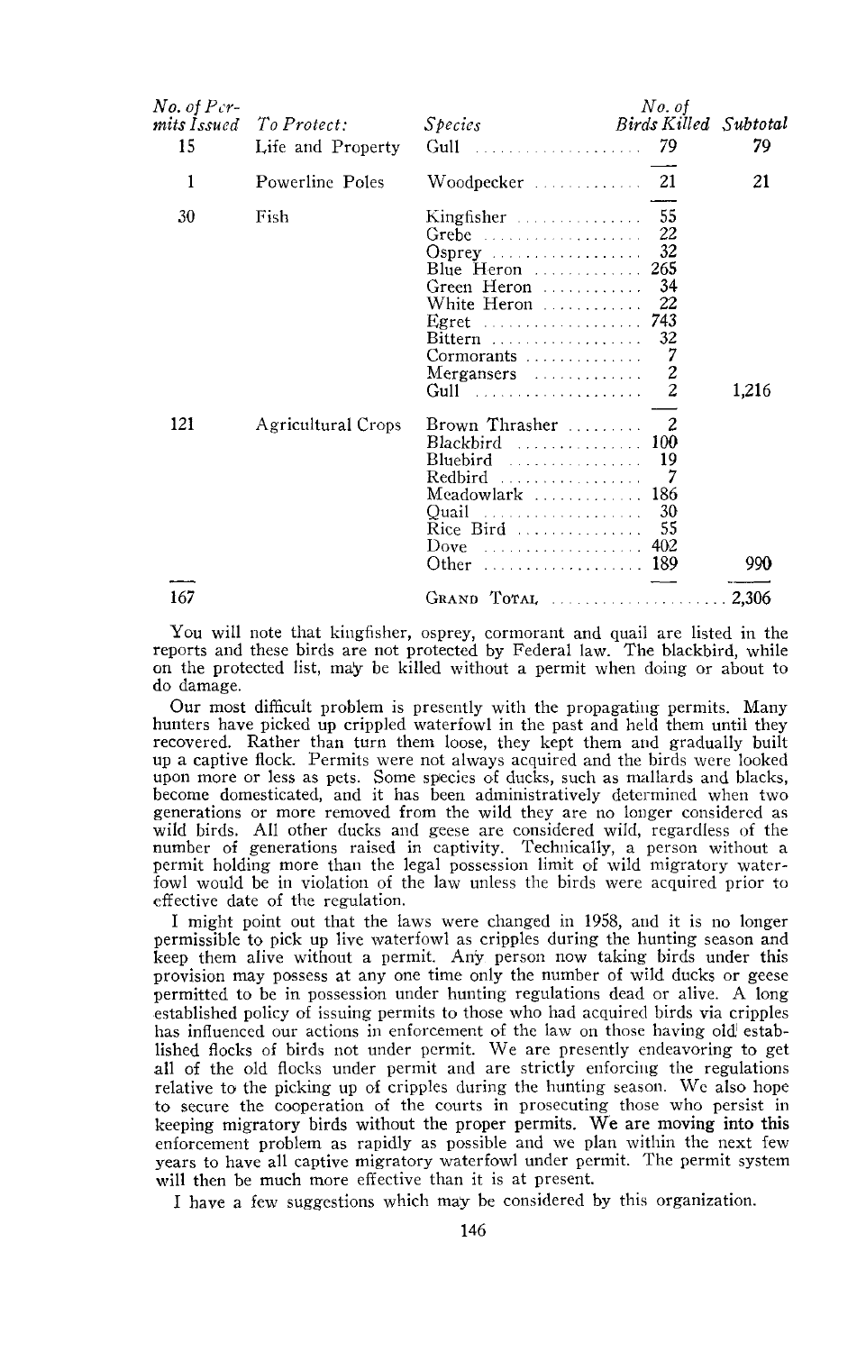| No. of Permits Issued | To Protect: | Species | No. of Birds Killed | Subtotal |
|---|---|---|---|---|
| 15 | Life and Property | Gull | 79 | 79 |
| 1 | Powerline Poles | Woodpecker | 21 | 21 |
| 30 | Fish | Kingfisher | 55 | |
| | | Grebe | 22 | |
| | | Osprey | 32 | |
| | | Blue Heron | 265 | |
| | | Green Heron | 34 | |
| | | White Heron | 22 | |
| | | Egret | 743 | |
| | | Bittern | 32 | |
| | | Cormorants | 7 | |
| | | Mergansers | 2 | |
| | | Gull | 2 | 1,216 |
| 121 | Agricultural Crops | Brown Thrasher | 2 | |
| | | Blackbird | 100 | |
| | | Bluebird | 19 | |
| | | Redbird | 7 | |
| | | Meadowlark | 186 | |
| | | Quail | 30 | |
| | | Rice Bird | 55 | |
| | | Dove | 402 | |
| | | Other | 189 | 990 |
| 167 | | GRAND TOTAL | | 2,306 |

You will note that kingfisher, osprey, cormorant and quail are listed in the reports and these birds are not protected by Federal law. The blackbird, while on the protected list, may be killed without a permit when doing or about to do damage.

Our most difficult problem is presently with the propagating permits. Many hunters have picked up crippled waterfowl in the past and held them until they recovered. Rather than turn them loose, they kept them and gradually built up a captive flock. Permits were not always acquired and the birds were looked upon more or less as pets. Some species of ducks, such as mallards and blacks, become domesticated, and it has been administratively determined when two generations or more removed from the wild they are no longer considered as wild birds. All other ducks and geese are considered wild, regardless of the number of generations raised in captivity. Technically, a person without a permit holding more than the legal possession limit of wild migratory waterfowl would be in violation of the law unless the birds were acquired prior to effective date of the regulation.

I might point out that the laws were changed in 1958, and it is no longer permissible to pick up live waterfowl as cripples during the hunting season and keep them alive without a permit. Any person now taking birds under this provision may possess at any one time only the number of wild ducks or geese permitted to be in possession under hunting regulations dead or alive. A long established policy of issuing permits to those who had acquired birds via cripples has influenced our actions in enforcement of the law on those having old established flocks of birds not under permit. We are presently endeavoring to get all of the old flocks under permit and are strictly enforcing the regulations relative to the picking up of cripples during the hunting season. We also hope to secure the cooperation of the courts in prosecuting those who persist in keeping migratory birds without the proper permits. We are moving into this enforcement problem as rapidly as possible and we plan within the next few years to have all captive migratory waterfowl under permit. The permit system will then be much more effective than it is at present.

I have a few suggestions which may be considered by this organization.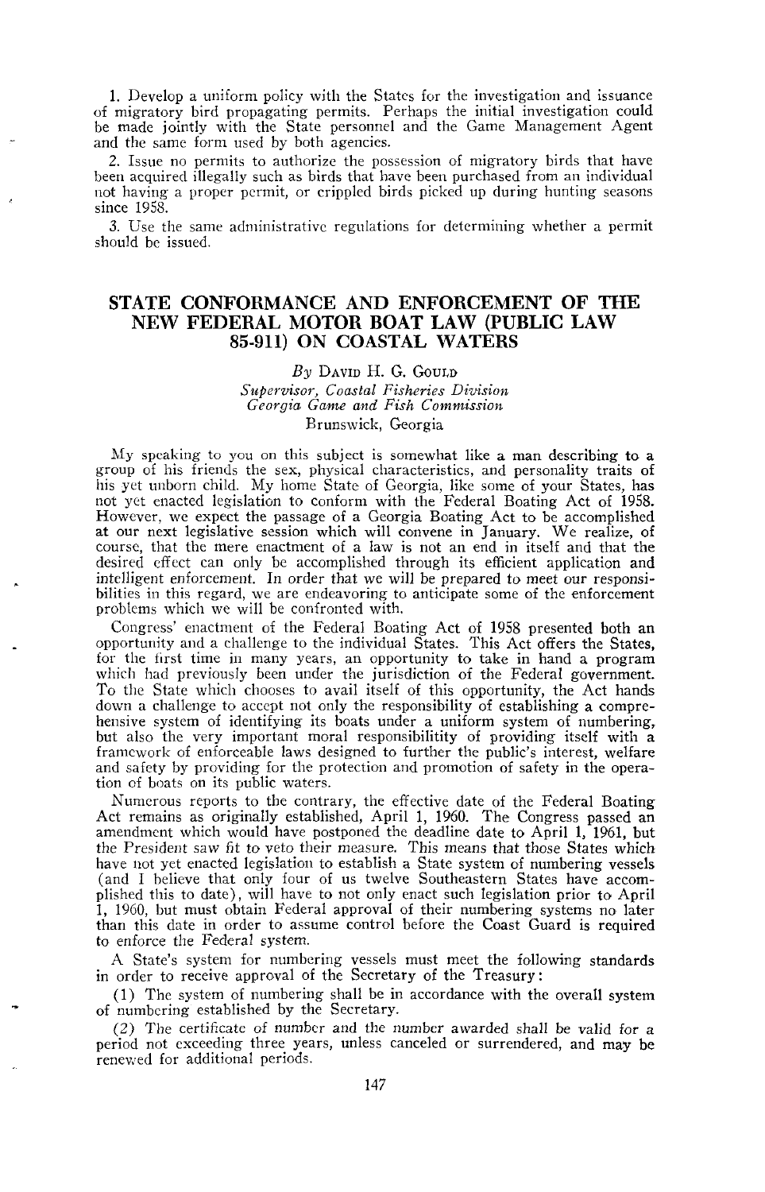1. Develop a uniform policy with the States for the investigation and issuance of migratory bird propagating permits. Perhaps the initial investigation could be made jointly with the State personnel and the Game Management Agent and the same form used by both agencies.

2. Issue no permits to authorize the possession of migratory birds that have been acquired illegally such as birds that have been purchased from an individual not having a proper permit, or crippled birds picked up during hunting seasons since 1958.

3. Use the same administrative regulations for determining whether a permit should be issued.

## STATE CONFORMANCE AND ENFORCEMENT OF THE NEW FEDERAL MOTOR BOAT LAW (PUBLIC LAW 85-911) ON COASTAL WATERS

*By* David H. G. Gould
*Supervisor, Coastal Fisheries Division*
*Georgia Game and Fish Commission*
Brunswick, Georgia

My speaking to you on this subject is somewhat like a man describing to a group of his friends the sex, physical characteristics, and personality traits of his yet unborn child. My home State of Georgia, like some of your States, has not yet enacted legislation to conform with the Federal Boating Act of 1958. However, we expect the passage of a Georgia Boating Act to be accomplished at our next legislative session which will convene in January. We realize, of course, that the mere enactment of a law is not an end in itself and that the desired effect can only be accomplished through its efficient application and intelligent enforcement. In order that we will be prepared to meet our responsibilities in this regard, we are endeavoring to anticipate some of the enforcement problems which we will be confronted with.

Congress' enactment of the Federal Boating Act of 1958 presented both an opportunity and a challenge to the individual States. This Act offers the States, for the first time in many years, an opportunity to take in hand a program which had previously been under the jurisdiction of the Federal government. To the State which chooses to avail itself of this opportunity, the Act hands down a challenge to accept not only the responsibility of establishing a comprehensive system of identifying its boats under a uniform system of numbering, but also the very important moral responsibilitity of providing itself with a framework of enforceable laws designed to further the public's interest, welfare and safety by providing for the protection and promotion of safety in the operation of boats on its public waters.

Numerous reports to the contrary, the effective date of the Federal Boating Act remains as originally established, April 1, 1960. The Congress passed an amendment which would have postponed the deadline date to April 1, 1961, but the President saw fit to veto their measure. This means that those States which have not yet enacted legislation to establish a State system of numbering vessels (and I believe that only four of us twelve Southeastern States have accomplished this to date), will have to not only enact such legislation prior to April 1, 1960, but must obtain Federal approval of their numbering systems no later than this date in order to assume control before the Coast Guard is required to enforce the Federal system.

A State's system for numbering vessels must meet the following standards in order to receive approval of the Secretary of the Treasury:

(1) The system of numbering shall be in accordance with the overall system of numbering established by the Secretary.

(2) The certificate of number and the number awarded shall be valid for a period not exceeding three years, unless canceled or surrendered, and may be renewed for additional periods.